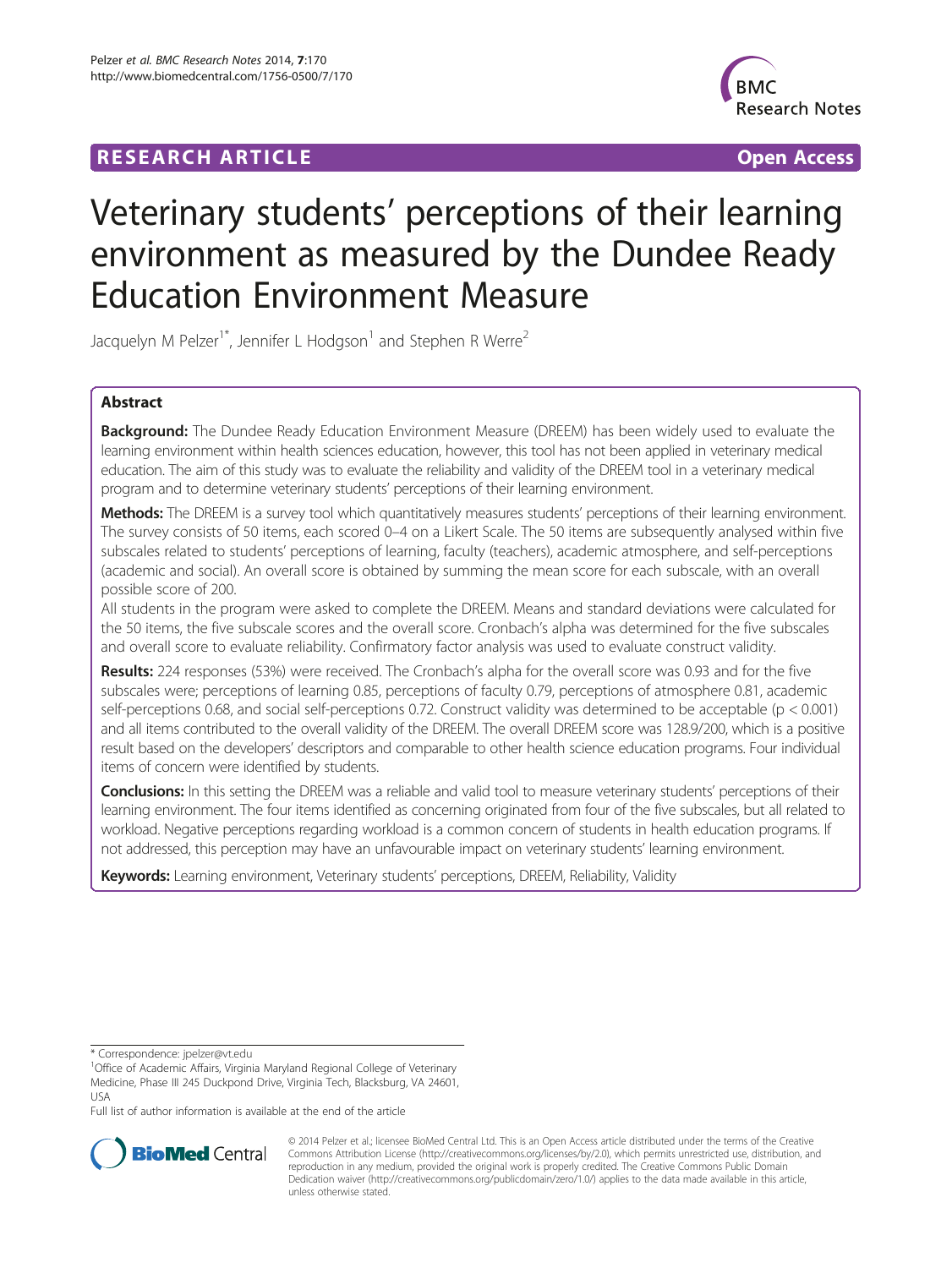RESEARCH ARTICLE

Open Access

# Veterinary students' perceptions of their learning environment as measured by the Dundee Ready Education Environment Measure

Jacquelyn M Pelzer[1*], Jennifer L Hodgson[1] and Stephen R Werre[2]

## Abstract

**Background:** The Dundee Ready Education Environment Measure (DREEM) has been widely used to evaluate the learning environment within health sciences education, however, this tool has not been applied in veterinary medical education. The aim of this study was to evaluate the reliability and validity of the DREEM tool in a veterinary medical program and to determine veterinary students' perceptions of their learning environment.

**Methods:** The DREEM is a survey tool which quantitatively measures students' perceptions of their learning environment. The survey consists of 50 items, each scored 0–4 on a Likert Scale. The 50 items are subsequently analysed within five subscales related to students' perceptions of learning, faculty (teachers), academic atmosphere, and self-perceptions (academic and social). An overall score is obtained by summing the mean score for each subscale, with an overall possible score of 200.

All students in the program were asked to complete the DREEM. Means and standard deviations were calculated for the 50 items, the five subscale scores and the overall score. Cronbach's alpha was determined for the five subscales and overall score to evaluate reliability. Confirmatory factor analysis was used to evaluate construct validity.

**Results:** 224 responses (53%) were received. The Cronbach's alpha for the overall score was 0.93 and for the five subscales were; perceptions of learning 0.85, perceptions of faculty 0.79, perceptions of atmosphere 0.81, academic self-perceptions 0.68, and social self-perceptions 0.72. Construct validity was determined to be acceptable ($p < 0.001$) and all items contributed to the overall validity of the DREEM. The overall DREEM score was 128.9/200, which is a positive result based on the developers' descriptors and comparable to other health science education programs. Four individual items of concern were identified by students.

**Conclusions:** In this setting the DREEM was a reliable and valid tool to measure veterinary students' perceptions of their learning environment. The four items identified as concerning originated from four of the five subscales, but all related to workload. Negative perceptions regarding workload is a common concern of students in health education programs. If not addressed, this perception may have an unfavourable impact on veterinary students' learning environment.

**Keywords:** Learning environment, Veterinary students' perceptions, DREEM, Reliability, Validity

\* Correspondence: jpelzer@vt.edu

[1]Office of Academic Affairs, Virginia Maryland Regional College of Veterinary Medicine, Phase III 245 Duckpond Drive, Virginia Tech, Blacksburg, VA 24601, USA

Full list of author information is available at the end of the article

© 2014 Pelzer et al.; licensee BioMed Central Ltd. This is an Open Access article distributed under the terms of the Creative Commons Attribution License (http://creativecommons.org/licenses/by/2.0), which permits unrestricted use, distribution, and reproduction in any medium, provided the original work is properly credited. The Creative Commons Public Domain Dedication waiver (http://creativecommons.org/publicdomain/zero/1.0/) applies to the data made available in this article, unless otherwise stated.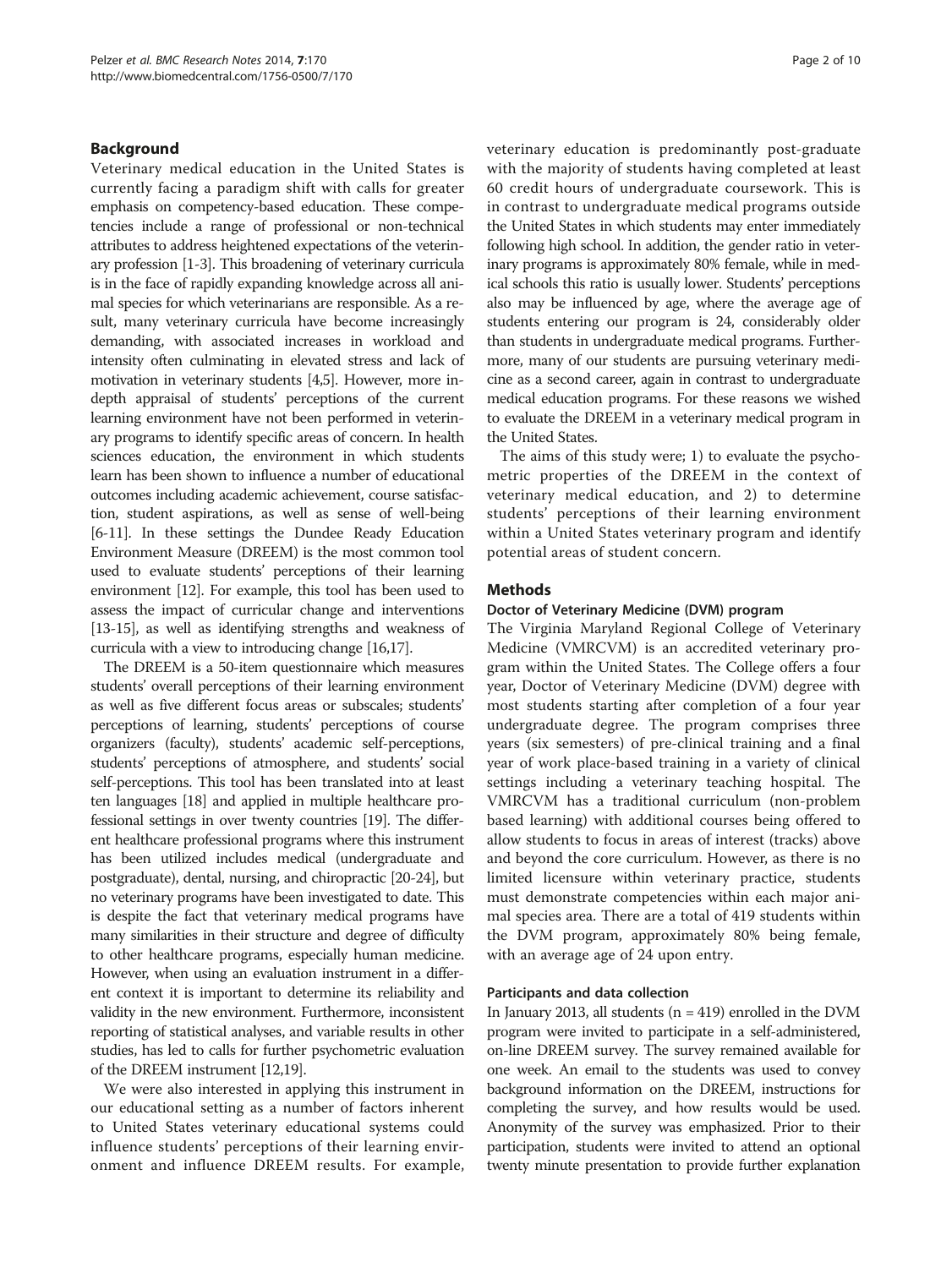## Background

Veterinary medical education in the United States is currently facing a paradigm shift with calls for greater emphasis on competency-based education. These competencies include a range of professional or non-technical attributes to address heightened expectations of the veterinary profession [1-3]. This broadening of veterinary curricula is in the face of rapidly expanding knowledge across all animal species for which veterinarians are responsible. As a result, many veterinary curricula have become increasingly demanding, with associated increases in workload and intensity often culminating in elevated stress and lack of motivation in veterinary students [4,5]. However, more in-depth appraisal of students' perceptions of the current learning environment have not been performed in veterinary programs to identify specific areas of concern. In health sciences education, the environment in which students learn has been shown to influence a number of educational outcomes including academic achievement, course satisfaction, student aspirations, as well as sense of well-being [6-11]. In these settings the Dundee Ready Education Environment Measure (DREEM) is the most common tool used to evaluate students' perceptions of their learning environment [12]. For example, this tool has been used to assess the impact of curricular change and interventions [13-15], as well as identifying strengths and weakness of curricula with a view to introducing change [16,17].

The DREEM is a 50-item questionnaire which measures students' overall perceptions of their learning environment as well as five different focus areas or subscales; students' perceptions of learning, students' perceptions of course organizers (faculty), students' academic self-perceptions, students' perceptions of atmosphere, and students' social self-perceptions. This tool has been translated into at least ten languages [18] and applied in multiple healthcare professional settings in over twenty countries [19]. The different healthcare professional programs where this instrument has been utilized includes medical (undergraduate and postgraduate), dental, nursing, and chiropractic [20-24], but no veterinary programs have been investigated to date. This is despite the fact that veterinary medical programs have many similarities in their structure and degree of difficulty to other healthcare programs, especially human medicine. However, when using an evaluation instrument in a different context it is important to determine its reliability and validity in the new environment. Furthermore, inconsistent reporting of statistical analyses, and variable results in other studies, has led to calls for further psychometric evaluation of the DREEM instrument [12,19].

We were also interested in applying this instrument in our educational setting as a number of factors inherent to United States veterinary educational systems could influence students' perceptions of their learning environment and influence DREEM results. For example, veterinary education is predominantly post-graduate with the majority of students having completed at least 60 credit hours of undergraduate coursework. This is in contrast to undergraduate medical programs outside the United States in which students may enter immediately following high school. In addition, the gender ratio in veterinary programs is approximately 80% female, while in medical schools this ratio is usually lower. Students' perceptions also may be influenced by age, where the average age of students entering our program is 24, considerably older than students in undergraduate medical programs. Furthermore, many of our students are pursuing veterinary medicine as a second career, again in contrast to undergraduate medical education programs. For these reasons we wished to evaluate the DREEM in a veterinary medical program in the United States.

The aims of this study were; 1) to evaluate the psychometric properties of the DREEM in the context of veterinary medical education, and 2) to determine students' perceptions of their learning environment within a United States veterinary program and identify potential areas of student concern.

## Methods

### Doctor of Veterinary Medicine (DVM) program

The Virginia Maryland Regional College of Veterinary Medicine (VMRCVM) is an accredited veterinary program within the United States. The College offers a four year, Doctor of Veterinary Medicine (DVM) degree with most students starting after completion of a four year undergraduate degree. The program comprises three years (six semesters) of pre-clinical training and a final year of work place-based training in a variety of clinical settings including a veterinary teaching hospital. The VMRCVM has a traditional curriculum (non-problem based learning) with additional courses being offered to allow students to focus in areas of interest (tracks) above and beyond the core curriculum. However, as there is no limited licensure within veterinary practice, students must demonstrate competencies within each major animal species area. There are a total of 419 students within the DVM program, approximately 80% being female, with an average age of 24 upon entry.

### Participants and data collection

In January 2013, all students (n = 419) enrolled in the DVM program were invited to participate in a self-administered, on-line DREEM survey. The survey remained available for one week. An email to the students was used to convey background information on the DREEM, instructions for completing the survey, and how results would be used. Anonymity of the survey was emphasized. Prior to their participation, students were invited to attend an optional twenty minute presentation to provide further explanation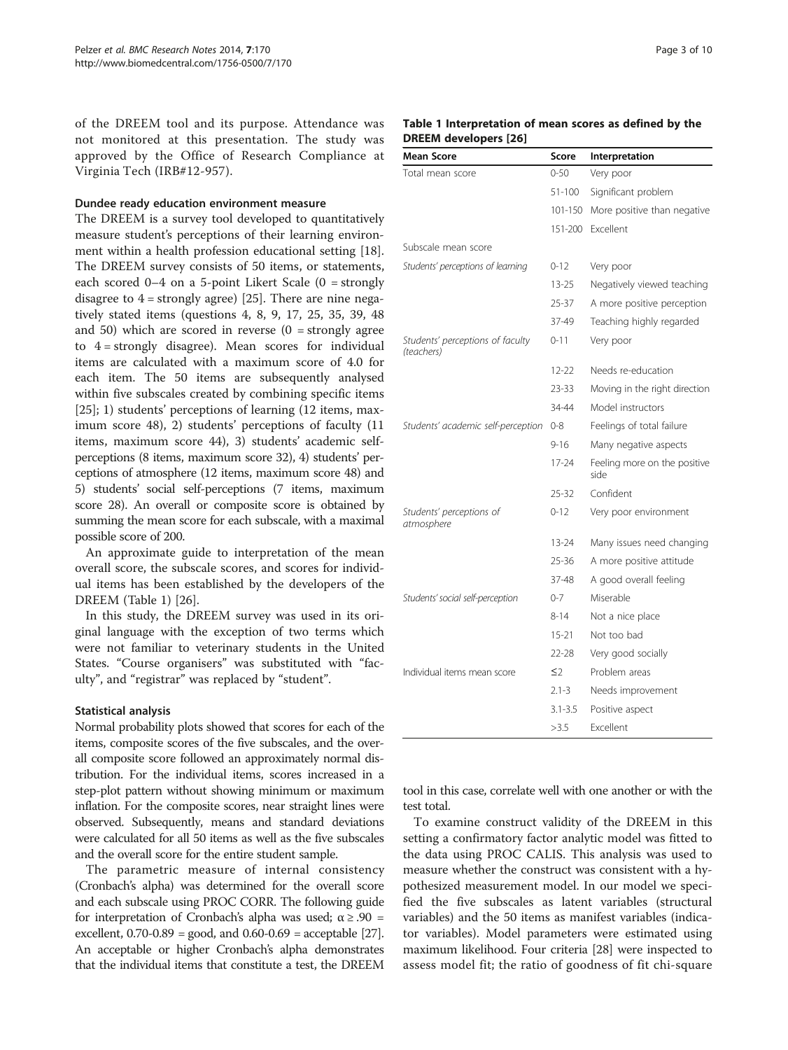of the DREEM tool and its purpose. Attendance was not monitored at this presentation. The study was approved by the Office of Research Compliance at Virginia Tech (IRB#12-957).

### Dundee ready education environment measure

The DREEM is a survey tool developed to quantitatively measure student's perceptions of their learning environment within a health profession educational setting [18]. The DREEM survey consists of 50 items, or statements, each scored 0–4 on a 5-point Likert Scale (0 = strongly disagree to 4 = strongly agree) [25]. There are nine negatively stated items (questions 4, 8, 9, 17, 25, 35, 39, 48 and 50) which are scored in reverse (0 = strongly agree to 4 = strongly disagree). Mean scores for individual items are calculated with a maximum score of 4.0 for each item. The 50 items are subsequently analysed within five subscales created by combining specific items [25]; 1) students' perceptions of learning (12 items, maximum score 48), 2) students' perceptions of faculty (11 items, maximum score 44), 3) students' academic self-perceptions (8 items, maximum score 32), 4) students' perceptions of atmosphere (12 items, maximum score 48) and 5) students' social self-perceptions (7 items, maximum score 28). An overall or composite score is obtained by summing the mean score for each subscale, with a maximal possible score of 200.

An approximate guide to interpretation of the mean overall score, the subscale scores, and scores for individual items has been established by the developers of the DREEM (Table 1) [26].

In this study, the DREEM survey was used in its original language with the exception of two terms which were not familiar to veterinary students in the United States. "Course organisers" was substituted with "faculty", and "registrar" was replaced by "student".

### Statistical analysis

Normal probability plots showed that scores for each of the items, composite scores of the five subscales, and the overall composite score followed an approximately normal distribution. For the individual items, scores increased in a step-plot pattern without showing minimum or maximum inflation. For the composite scores, near straight lines were observed. Subsequently, means and standard deviations were calculated for all 50 items as well as the five subscales and the overall score for the entire student sample.

The parametric measure of internal consistency (Cronbach's alpha) was determined for the overall score and each subscale using PROC CORR. The following guide for interpretation of Cronbach's alpha was used; $\alpha \geq .90$ = excellent, 0.70-0.89 = good, and 0.60-0.69 = acceptable [27]. An acceptable or higher Cronbach's alpha demonstrates that the individual items that constitute a test, the DREEM tool in this case, correlate well with one another or with the test total.

To examine construct validity of the DREEM in this setting a confirmatory factor analytic model was fitted to the data using PROC CALIS. This analysis was used to measure whether the construct was consistent with a hypothesized measurement model. In our model we specified the five subscales as latent variables (structural variables) and the 50 items as manifest variables (indicator variables). Model parameters were estimated using maximum likelihood. Four criteria [28] were inspected to assess model fit; the ratio of goodness of fit chi-square

**Table 1 Interpretation of mean scores as defined by the DREEM developers [26]**

| Mean Score | Score | Interpretation |
|---|---|---|
| Total mean score | 0-50 | Very poor |
| | 51-100 | Significant problem |
| | 101-150 | More positive than negative |
| | 151-200 | Excellent |
| Subscale mean score | | |
| *Students' perceptions of learning* | 0-12 | Very poor |
| | 13-25 | Negatively viewed teaching |
| | 25-37 | A more positive perception |
| | 37-49 | Teaching highly regarded |
| *Students' perceptions of faculty (teachers)* | 0-11 | Very poor |
| | 12-22 | Needs re-education |
| | 23-33 | Moving in the right direction |
| | 34-44 | Model instructors |
| *Students' academic self-perception* | 0-8 | Feelings of total failure |
| | 9-16 | Many negative aspects |
| | 17-24 | Feeling more on the positive side |
| | 25-32 | Confident |
| *Students' perceptions of atmosphere* | 0-12 | Very poor environment |
| | 13-24 | Many issues need changing |
| | 25-36 | A more positive attitude |
| | 37-48 | A good overall feeling |
| *Students' social self-perception* | 0-7 | Miserable |
| | 8-14 | Not a nice place |
| | 15-21 | Not too bad |
| | 22-28 | Very good socially |
| Individual items mean score | ≤2 | Problem areas |
| | 2.1-3 | Needs improvement |
| | 3.1-3.5 | Positive aspect |
| | >3.5 | Excellent |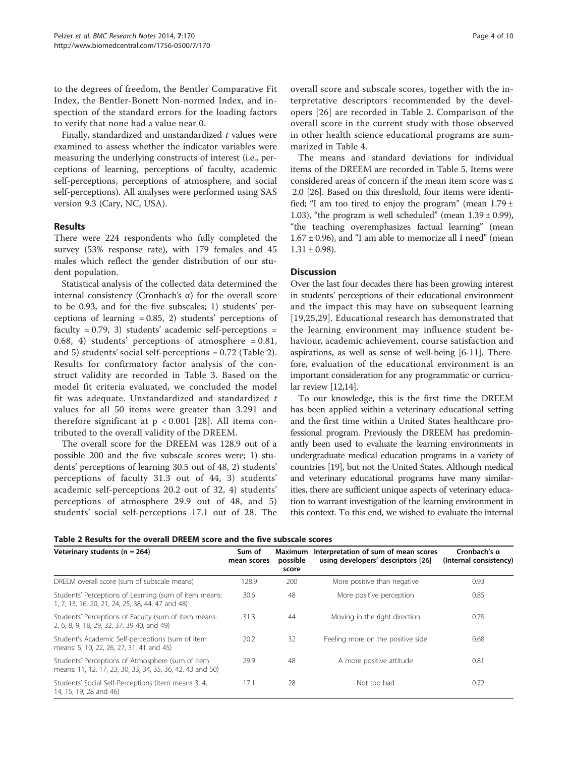to the degrees of freedom, the Bentler Comparative Fit Index, the Bentler-Bonett Non-normed Index, and inspection of the standard errors for the loading factors to verify that none had a value near 0.

Finally, standardized and unstandardized *t* values were examined to assess whether the indicator variables were measuring the underlying constructs of interest (i.e., perceptions of learning, perceptions of faculty, academic self-perceptions, perceptions of atmosphere, and social self-perceptions). All analyses were performed using SAS version 9.3 (Cary, NC, USA).

## Results

There were 224 respondents who fully completed the survey (53% response rate), with 179 females and 45 males which reflect the gender distribution of our student population.

Statistical analysis of the collected data determined the internal consistency (Cronbach's α) for the overall score to be 0.93, and for the five subscales; 1) students' perceptions of learning = 0.85, 2) students' perceptions of faculty = 0.79, 3) students' academic self-perceptions = 0.68, 4) students' perceptions of atmosphere = 0.81, and 5) students' social self-perceptions = 0.72 (Table 2). Results for confirmatory factor analysis of the construct validity are recorded in Table 3. Based on the model fit criteria evaluated, we concluded the model fit was adequate. Unstandardized and standardized *t* values for all 50 items were greater than 3.291 and therefore significant at $p < 0.001$ [28]. All items contributed to the overall validity of the DREEM.

The overall score for the DREEM was 128.9 out of a possible 200 and the five subscale scores were; 1) students' perceptions of learning 30.5 out of 48, 2) students' perceptions of faculty 31.3 out of 44, 3) students' academic self-perceptions 20.2 out of 32, 4) students' perceptions of atmosphere 29.9 out of 48, and 5) students' social self-perceptions 17.1 out of 28. The overall score and subscale scores, together with the interpretative descriptors recommended by the developers [26] are recorded in Table 2. Comparison of the overall score in the current study with those observed in other health science educational programs are summarized in Table 4.

The means and standard deviations for individual items of the DREEM are recorded in Table 5. Items were considered areas of concern if the mean item score was ≤ 2.0 [26]. Based on this threshold, four items were identified; "I am too tired to enjoy the program" (mean 1.79 ± 1.03), "the program is well scheduled" (mean 1.39 ± 0.99), "the teaching overemphasizes factual learning" (mean 1.67 ± 0.96), and "I am able to memorize all I need" (mean 1.31 ± 0.98).

## Discussion

Over the last four decades there has been growing interest in students' perceptions of their educational environment and the impact this may have on subsequent learning [19,25,29]. Educational research has demonstrated that the learning environment may influence student behaviour, academic achievement, course satisfaction and aspirations, as well as sense of well-being [6-11]. Therefore, evaluation of the educational environment is an important consideration for any programmatic or curricular review [12,14].

To our knowledge, this is the first time the DREEM has been applied within a veterinary educational setting and the first time within a United States healthcare professional program. Previously the DREEM has predominantly been used to evaluate the learning environments in undergraduate medical education programs in a variety of countries [19], but not the United States. Although medical and veterinary educational programs have many similarities, there are sufficient unique aspects of veterinary education to warrant investigation of the learning environment in this context. To this end, we wished to evaluate the internal

**Table 2 Results for the overall DREEM score and the five subscale scores**

| Veterinary students (n = 264) | Sum of mean scores | Maximum possible score | Interpretation of sum of mean scores using developers' descriptors [26] | Cronbach's α (Internal consistency) |
|---|---|---|---|---|
| DREEM overall score (sum of subscale means) | 128.9 | 200 | More positive than negative | 0.93 |
| Students' Perceptions of Learning (sum of item means: 1, 7, 13, 16, 20, 21, 24, 25, 38, 44, 47 and 48) | 30.6 | 48 | More positive perception | 0.85 |
| Students' Perceptions of Faculty (sum of item means: 2, 6, 8, 9, 18, 29, 32, 37, 39 40, and 49) | 31.3 | 44 | Moving in the right direction | 0.79 |
| Student's Academic Self-perceptions (sum of item means: 5, 10, 22, 26, 27, 31, 41 and 45) | 20.2 | 32 | Feeling more on the positive side | 0.68 |
| Students' Perceptions of Atmosphere (sum of item means: 11, 12, 17, 23, 30, 33, 34, 35, 36, 42, 43 and 50) | 29.9 | 48 | A more positive attitude | 0.81 |
| Students' Social Self-Perceptions (item means 3, 4, 14, 15, 19, 28 and 46) | 17.1 | 28 | Not too bad | 0.72 |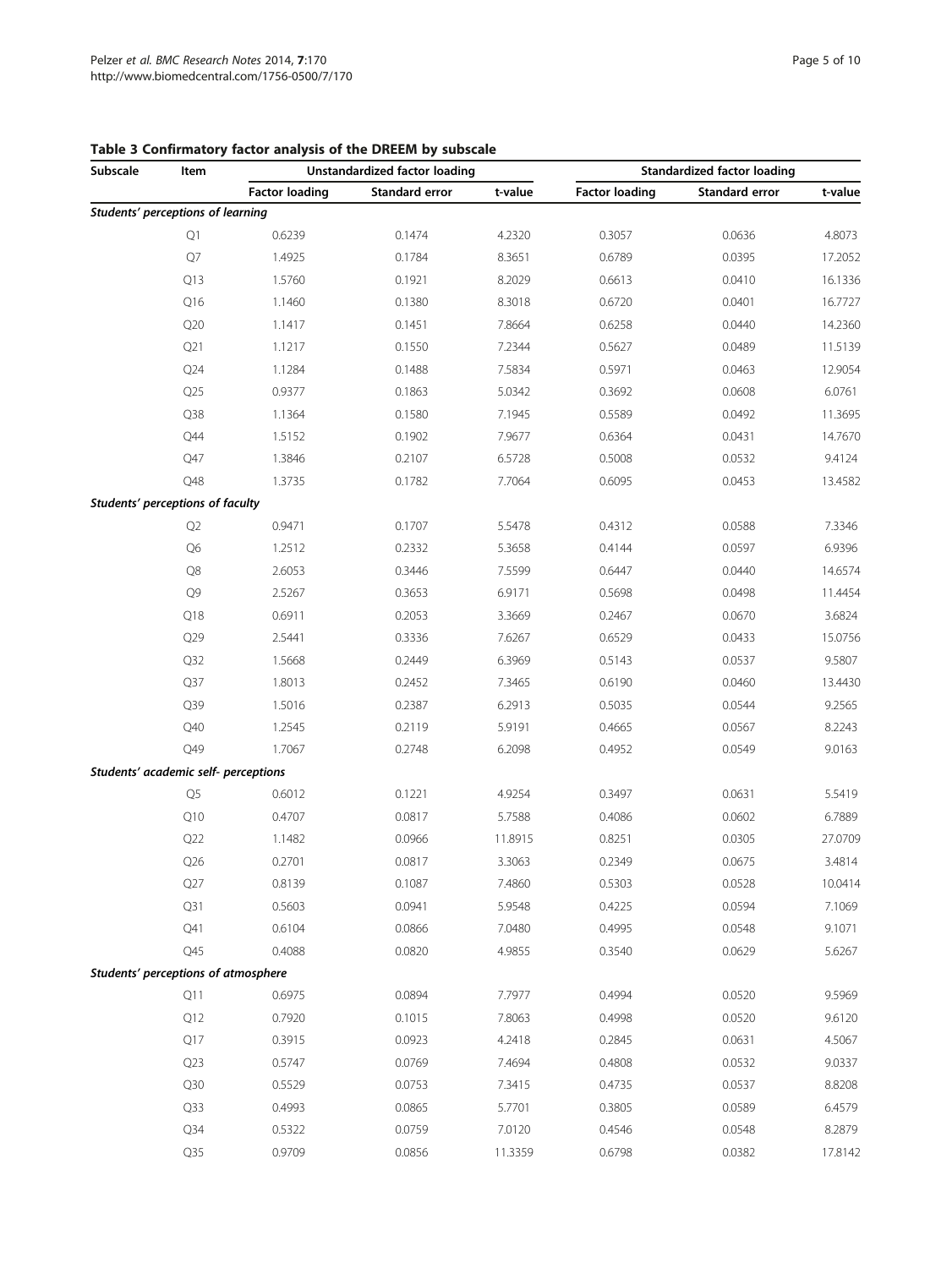**Table 3 Confirmatory factor analysis of the DREEM by subscale**

| Subscale | Item | Unstandardized factor loading | | | Standardized factor loading | | |
|---|---|---|---|---|---|---|---|
| | | Factor loading | Standard error | t-value | Factor loading | Standard error | t-value |
| *Students' perceptions of learning* | | | | | | | |
| | Q1 | 0.6239 | 0.1474 | 4.2320 | 0.3057 | 0.0636 | 4.8073 |
| | Q7 | 1.4925 | 0.1784 | 8.3651 | 0.6789 | 0.0395 | 17.2052 |
| | Q13 | 1.5760 | 0.1921 | 8.2029 | 0.6613 | 0.0410 | 16.1336 |
| | Q16 | 1.1460 | 0.1380 | 8.3018 | 0.6720 | 0.0401 | 16.7727 |
| | Q20 | 1.1417 | 0.1451 | 7.8664 | 0.6258 | 0.0440 | 14.2360 |
| | Q21 | 1.1217 | 0.1550 | 7.2344 | 0.5627 | 0.0489 | 11.5139 |
| | Q24 | 1.1284 | 0.1488 | 7.5834 | 0.5971 | 0.0463 | 12.9054 |
| | Q25 | 0.9377 | 0.1863 | 5.0342 | 0.3692 | 0.0608 | 6.0761 |
| | Q38 | 1.1364 | 0.1580 | 7.1945 | 0.5589 | 0.0492 | 11.3695 |
| | Q44 | 1.5152 | 0.1902 | 7.9677 | 0.6364 | 0.0431 | 14.7670 |
| | Q47 | 1.3846 | 0.2107 | 6.5728 | 0.5008 | 0.0532 | 9.4124 |
| | Q48 | 1.3735 | 0.1782 | 7.7064 | 0.6095 | 0.0453 | 13.4582 |
| *Students' perceptions of faculty* | | | | | | | |
| | Q2 | 0.9471 | 0.1707 | 5.5478 | 0.4312 | 0.0588 | 7.3346 |
| | Q6 | 1.2512 | 0.2332 | 5.3658 | 0.4144 | 0.0597 | 6.9396 |
| | Q8 | 2.6053 | 0.3446 | 7.5599 | 0.6447 | 0.0440 | 14.6574 |
| | Q9 | 2.5267 | 0.3653 | 6.9171 | 0.5698 | 0.0498 | 11.4454 |
| | Q18 | 0.6911 | 0.2053 | 3.3669 | 0.2467 | 0.0670 | 3.6824 |
| | Q29 | 2.5441 | 0.3336 | 7.6267 | 0.6529 | 0.0433 | 15.0756 |
| | Q32 | 1.5668 | 0.2449 | 6.3969 | 0.5143 | 0.0537 | 9.5807 |
| | Q37 | 1.8013 | 0.2452 | 7.3465 | 0.6190 | 0.0460 | 13.4430 |
| | Q39 | 1.5016 | 0.2387 | 6.2913 | 0.5035 | 0.0544 | 9.2565 |
| | Q40 | 1.2545 | 0.2119 | 5.9191 | 0.4665 | 0.0567 | 8.2243 |
| | Q49 | 1.7067 | 0.2748 | 6.2098 | 0.4952 | 0.0549 | 9.0163 |
| *Students' academic self- perceptions* | | | | | | | |
| | Q5 | 0.6012 | 0.1221 | 4.9254 | 0.3497 | 0.0631 | 5.5419 |
| | Q10 | 0.4707 | 0.0817 | 5.7588 | 0.4086 | 0.0602 | 6.7889 |
| | Q22 | 1.1482 | 0.0966 | 11.8915 | 0.8251 | 0.0305 | 27.0709 |
| | Q26 | 0.2701 | 0.0817 | 3.3063 | 0.2349 | 0.0675 | 3.4814 |
| | Q27 | 0.8139 | 0.1087 | 7.4860 | 0.5303 | 0.0528 | 10.0414 |
| | Q31 | 0.5603 | 0.0941 | 5.9548 | 0.4225 | 0.0594 | 7.1069 |
| | Q41 | 0.6104 | 0.0866 | 7.0480 | 0.4995 | 0.0548 | 9.1071 |
| | Q45 | 0.4088 | 0.0820 | 4.9855 | 0.3540 | 0.0629 | 5.6267 |
| *Students' perceptions of atmosphere* | | | | | | | |
| | Q11 | 0.6975 | 0.0894 | 7.7977 | 0.4994 | 0.0520 | 9.5969 |
| | Q12 | 0.7920 | 0.1015 | 7.8063 | 0.4998 | 0.0520 | 9.6120 |
| | Q17 | 0.3915 | 0.0923 | 4.2418 | 0.2845 | 0.0631 | 4.5067 |
| | Q23 | 0.5747 | 0.0769 | 7.4694 | 0.4808 | 0.0532 | 9.0337 |
| | Q30 | 0.5529 | 0.0753 | 7.3415 | 0.4735 | 0.0537 | 8.8208 |
| | Q33 | 0.4993 | 0.0865 | 5.7701 | 0.3805 | 0.0589 | 6.4579 |
| | Q34 | 0.5322 | 0.0759 | 7.0120 | 0.4546 | 0.0548 | 8.2879 |
| | Q35 | 0.9709 | 0.0856 | 11.3359 | 0.6798 | 0.0382 | 17.8142 |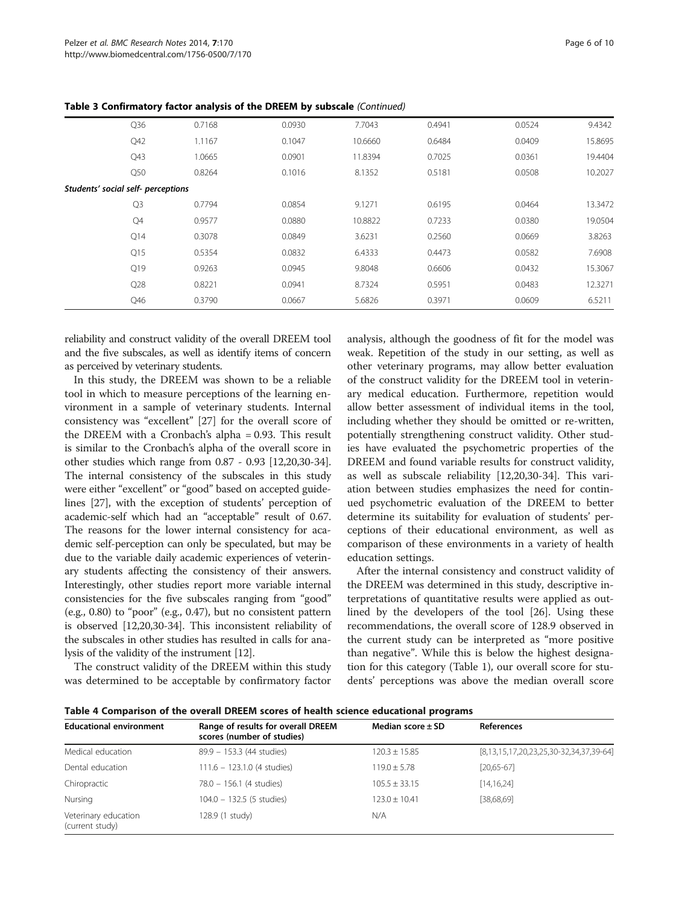**Table 3 Confirmatory factor analysis of the DREEM by subscale** *(Continued)*

| | | | | | | |
|---|---|---|---|---|---|---|
| Q36 | 0.7168 | 0.0930 | 7.7043 | 0.4941 | 0.0524 | 9.4342 |
| Q42 | 1.1167 | 0.1047 | 10.6660 | 0.6484 | 0.0409 | 15.8695 |
| Q43 | 1.0665 | 0.0901 | 11.8394 | 0.7025 | 0.0361 | 19.4404 |
| Q50 | 0.8264 | 0.1016 | 8.1352 | 0.5181 | 0.0508 | 10.2027 |
| ***Students' social self- perceptions*** | | | | | | |
| Q3 | 0.7794 | 0.0854 | 9.1271 | 0.6195 | 0.0464 | 13.3472 |
| Q4 | 0.9577 | 0.0880 | 10.8822 | 0.7233 | 0.0380 | 19.0504 |
| Q14 | 0.3078 | 0.0849 | 3.6231 | 0.2560 | 0.0669 | 3.8263 |
| Q15 | 0.5354 | 0.0832 | 6.4333 | 0.4473 | 0.0582 | 7.6908 |
| Q19 | 0.9263 | 0.0945 | 9.8048 | 0.6606 | 0.0432 | 15.3067 |
| Q28 | 0.8221 | 0.0941 | 8.7324 | 0.5951 | 0.0483 | 12.3271 |
| Q46 | 0.3790 | 0.0667 | 5.6826 | 0.3971 | 0.0609 | 6.5211 |

reliability and construct validity of the overall DREEM tool and the five subscales, as well as identify items of concern as perceived by veterinary students.

In this study, the DREEM was shown to be a reliable tool in which to measure perceptions of the learning environment in a sample of veterinary students. Internal consistency was "excellent" [27] for the overall score of the DREEM with a Cronbach's alpha = 0.93. This result is similar to the Cronbach's alpha of the overall score in other studies which range from 0.87 - 0.93 [12,20,30-34]. The internal consistency of the subscales in this study were either "excellent" or "good" based on accepted guidelines [27], with the exception of students' perception of academic-self which had an "acceptable" result of 0.67. The reasons for the lower internal consistency for academic self-perception can only be speculated, but may be due to the variable daily academic experiences of veterinary students affecting the consistency of their answers. Interestingly, other studies report more variable internal consistencies for the five subscales ranging from "good" (e.g., 0.80) to "poor" (e.g., 0.47), but no consistent pattern is observed [12,20,30-34]. This inconsistent reliability of the subscales in other studies has resulted in calls for analysis of the validity of the instrument [12].

The construct validity of the DREEM within this study was determined to be acceptable by confirmatory factor analysis, although the goodness of fit for the model was weak. Repetition of the study in our setting, as well as other veterinary programs, may allow better evaluation of the construct validity for the DREEM tool in veterinary medical education. Furthermore, repetition would allow better assessment of individual items in the tool, including whether they should be omitted or re-written, potentially strengthening construct validity. Other studies have evaluated the psychometric properties of the DREEM and found variable results for construct validity, as well as subscale reliability [12,20,30-34]. This variation between studies emphasizes the need for continued psychometric evaluation of the DREEM to better determine its suitability for evaluation of students' perceptions of their educational environment, as well as comparison of these environments in a variety of health education settings.

After the internal consistency and construct validity of the DREEM was determined in this study, descriptive interpretations of quantitative results were applied as outlined by the developers of the tool [26]. Using these recommendations, the overall score of 128.9 observed in the current study can be interpreted as "more positive than negative". While this is below the highest designation for this category (Table 1), our overall score for students' perceptions was above the median overall score

**Table 4 Comparison of the overall DREEM scores of health science educational programs**

| Educational environment | Range of results for overall DREEM scores (number of studies) | Median score ± SD | References |
|---|---|---|---|
| Medical education | 89.9 – 153.3 (44 studies) | 120.3 ± 15.85 | [8,13,15,17,20,23,25,30-32,34,37,39-64] |
| Dental education | 111.6 – 123.1.0 (4 studies) | 119.0 ± 5.78 | [20,65-67] |
| Chiropractic | 78.0 – 156.1 (4 studies) | 105.5 ± 33.15 | [14,16,24] |
| Nursing | 104.0 – 132.5 (5 studies) | 123.0 ± 10.41 | [38,68,69] |
| Veterinary education (current study) | 128.9 (1 study) | N/A | |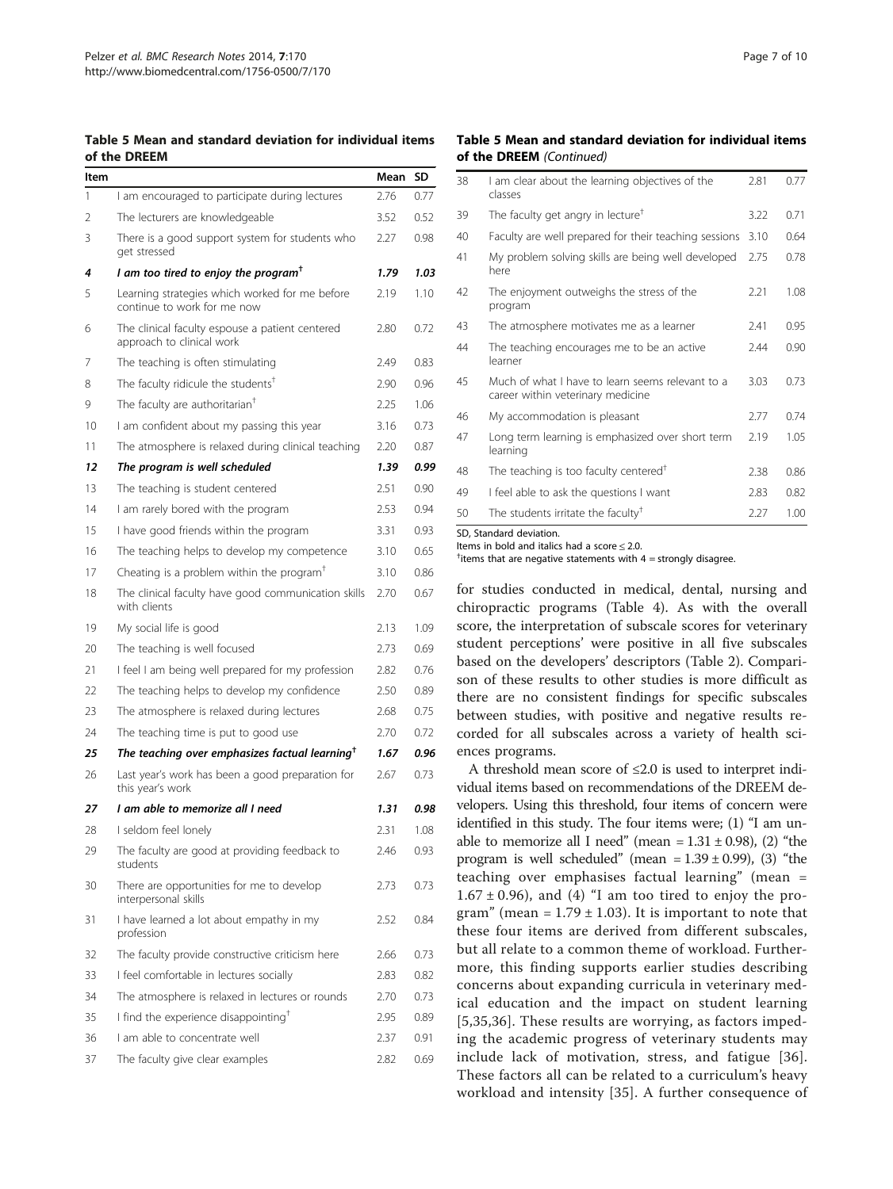**Table 5 Mean and standard deviation for individual items of the DREEM**

| Item | | Mean | SD |
|---|---|---|---|
| 1 | I am encouraged to participate during lectures | 2.76 | 0.77 |
| 2 | The lecturers are knowledgeable | 3.52 | 0.52 |
| 3 | There is a good support system for students who get stressed | 2.27 | 0.98 |
| ***4*** | ***I am too tired to enjoy the program†*** | ***1.79*** | ***1.03*** |
| 5 | Learning strategies which worked for me before continue to work for me now | 2.19 | 1.10 |
| 6 | The clinical faculty espouse a patient centered approach to clinical work | 2.80 | 0.72 |
| 7 | The teaching is often stimulating | 2.49 | 0.83 |
| 8 | The faculty ridicule the students† | 2.90 | 0.96 |
| 9 | The faculty are authoritarian† | 2.25 | 1.06 |
| 10 | I am confident about my passing this year | 3.16 | 0.73 |
| 11 | The atmosphere is relaxed during clinical teaching | 2.20 | 0.87 |
| ***12*** | ***The program is well scheduled*** | ***1.39*** | ***0.99*** |
| 13 | The teaching is student centered | 2.51 | 0.90 |
| 14 | I am rarely bored with the program | 2.53 | 0.94 |
| 15 | I have good friends within the program | 3.31 | 0.93 |
| 16 | The teaching helps to develop my competence | 3.10 | 0.65 |
| 17 | Cheating is a problem within the program† | 3.10 | 0.86 |
| 18 | The clinical faculty have good communication skills with clients | 2.70 | 0.67 |
| 19 | My social life is good | 2.13 | 1.09 |
| 20 | The teaching is well focused | 2.73 | 0.69 |
| 21 | I feel I am being well prepared for my profession | 2.82 | 0.76 |
| 22 | The teaching helps to develop my confidence | 2.50 | 0.89 |
| 23 | The atmosphere is relaxed during lectures | 2.68 | 0.75 |
| 24 | The teaching time is put to good use | 2.70 | 0.72 |
| ***25*** | ***The teaching over emphasizes factual learning†*** | ***1.67*** | ***0.96*** |
| 26 | Last year's work has been a good preparation for this year's work | 2.67 | 0.73 |
| ***27*** | ***I am able to memorize all I need*** | ***1.31*** | ***0.98*** |
| 28 | I seldom feel lonely | 2.31 | 1.08 |
| 29 | The faculty are good at providing feedback to students | 2.46 | 0.93 |
| 30 | There are opportunities for me to develop interpersonal skills | 2.73 | 0.73 |
| 31 | I have learned a lot about empathy in my profession | 2.52 | 0.84 |
| 32 | The faculty provide constructive criticism here | 2.66 | 0.73 |
| 33 | I feel comfortable in lectures socially | 2.83 | 0.82 |
| 34 | The atmosphere is relaxed in lectures or rounds | 2.70 | 0.73 |
| 35 | I find the experience disappointing† | 2.95 | 0.89 |
| 36 | I am able to concentrate well | 2.37 | 0.91 |
| 37 | The faculty give clear examples | 2.82 | 0.69 |
| 38 | I am clear about the learning objectives of the classes | 2.81 | 0.77 |
| 39 | The faculty get angry in lecture† | 3.22 | 0.71 |
| 40 | Faculty are well prepared for their teaching sessions | 3.10 | 0.64 |
| 41 | My problem solving skills are being well developed here | 2.75 | 0.78 |
| 42 | The enjoyment outweighs the stress of the program | 2.21 | 1.08 |
| 43 | The atmosphere motivates me as a learner | 2.41 | 0.95 |
| 44 | The teaching encourages me to be an active learner | 2.44 | 0.90 |
| 45 | Much of what I have to learn seems relevant to a career within veterinary medicine | 3.03 | 0.73 |
| 46 | My accommodation is pleasant | 2.77 | 0.74 |
| 47 | Long term learning is emphasized over short term learning | 2.19 | 1.05 |
| 48 | The teaching is too faculty centered† | 2.38 | 0.86 |
| 49 | I feel able to ask the questions I want | 2.83 | 0.82 |
| 50 | The students irritate the faculty† | 2.27 | 1.00 |

SD, Standard deviation.
Items in bold and italics had a score ≤ 2.0.
†items that are negative statements with 4 = strongly disagree.

for studies conducted in medical, dental, nursing and chiropractic programs (Table 4). As with the overall score, the interpretation of subscale scores for veterinary student perceptions' were positive in all five subscales based on the developers' descriptors (Table 2). Comparison of these results to other studies is more difficult as there are no consistent findings for specific subscales between studies, with positive and negative results recorded for all subscales across a variety of health sciences programs.

A threshold mean score of ≤2.0 is used to interpret individual items based on recommendations of the DREEM developers. Using this threshold, four items of concern were identified in this study. The four items were; (1) "I am unable to memorize all I need" (mean = 1.31 ± 0.98), (2) "the program is well scheduled" (mean = 1.39 ± 0.99), (3) "the teaching over emphasises factual learning" (mean = 1.67 ± 0.96), and (4) "I am too tired to enjoy the program" (mean = 1.79 ± 1.03). It is important to note that these four items are derived from different subscales, but all relate to a common theme of workload. Furthermore, this finding supports earlier studies describing concerns about expanding curricula in veterinary medical education and the impact on student learning [5,35,36]. These results are worrying, as factors impeding the academic progress of veterinary students may include lack of motivation, stress, and fatigue [36]. These factors all can be related to a curriculum's heavy workload and intensity [35]. A further consequence of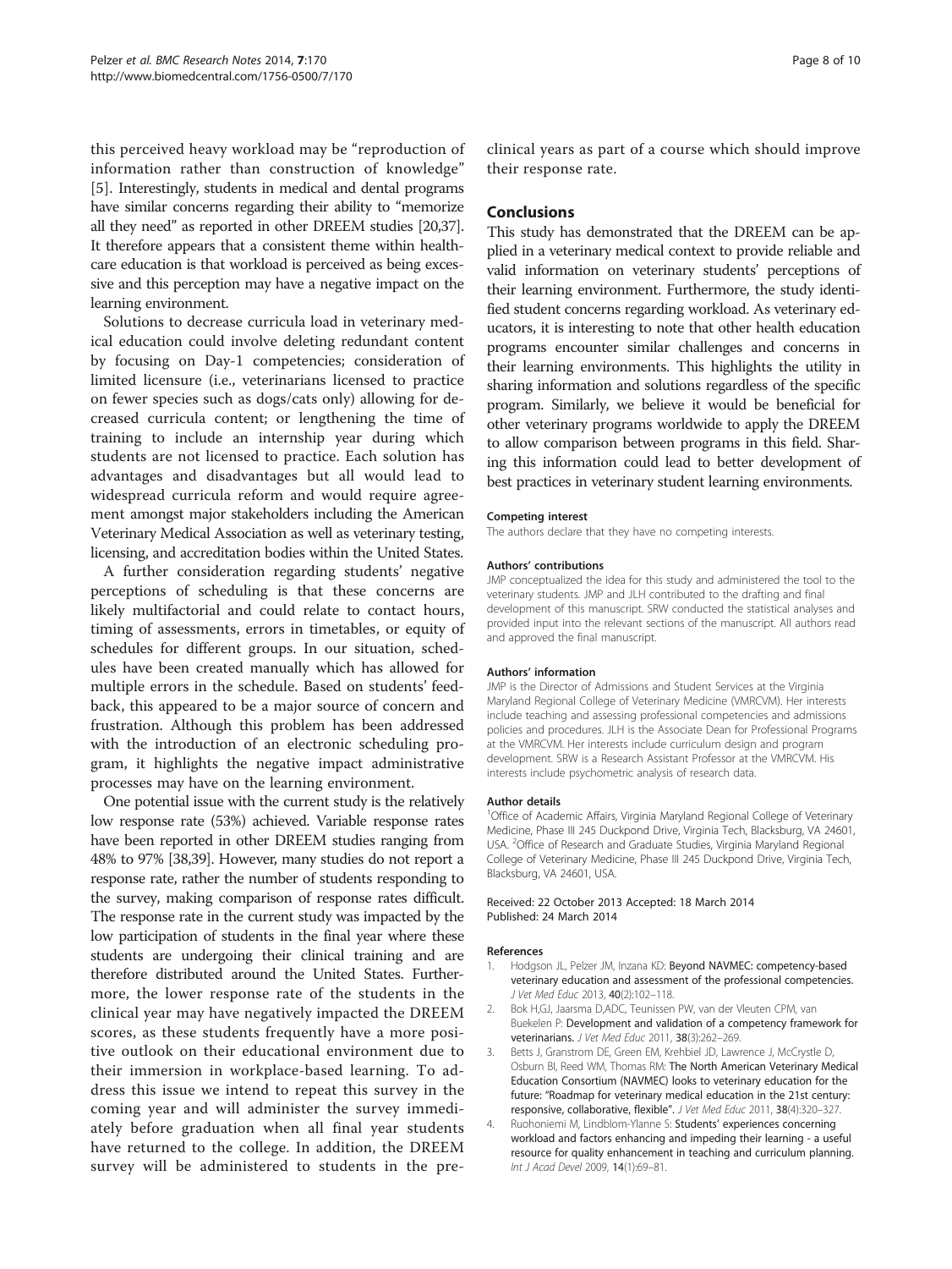this perceived heavy workload may be "reproduction of information rather than construction of knowledge" [5]. Interestingly, students in medical and dental programs have similar concerns regarding their ability to "memorize all they need" as reported in other DREEM studies [20,37]. It therefore appears that a consistent theme within healthcare education is that workload is perceived as being excessive and this perception may have a negative impact on the learning environment.

Solutions to decrease curricula load in veterinary medical education could involve deleting redundant content by focusing on Day-1 competencies; consideration of limited licensure (i.e., veterinarians licensed to practice on fewer species such as dogs/cats only) allowing for decreased curricula content; or lengthening the time of training to include an internship year during which students are not licensed to practice. Each solution has advantages and disadvantages but all would lead to widespread curricula reform and would require agreement amongst major stakeholders including the American Veterinary Medical Association as well as veterinary testing, licensing, and accreditation bodies within the United States.

A further consideration regarding students' negative perceptions of scheduling is that these concerns are likely multifactorial and could relate to contact hours, timing of assessments, errors in timetables, or equity of schedules for different groups. In our situation, schedules have been created manually which has allowed for multiple errors in the schedule. Based on students' feedback, this appeared to be a major source of concern and frustration. Although this problem has been addressed with the introduction of an electronic scheduling program, it highlights the negative impact administrative processes may have on the learning environment.

One potential issue with the current study is the relatively low response rate (53%) achieved. Variable response rates have been reported in other DREEM studies ranging from 48% to 97% [38,39]. However, many studies do not report a response rate, rather the number of students responding to the survey, making comparison of response rates difficult. The response rate in the current study was impacted by the low participation of students in the final year where these students are undergoing their clinical training and are therefore distributed around the United States. Furthermore, the lower response rate of the students in the clinical year may have negatively impacted the DREEM scores, as these students frequently have a more positive outlook on their educational environment due to their immersion in workplace-based learning. To address this issue we intend to repeat this survey in the coming year and will administer the survey immediately before graduation when all final year students have returned to the college. In addition, the DREEM survey will be administered to students in the pre-clinical years as part of a course which should improve their response rate.

## Conclusions

This study has demonstrated that the DREEM can be applied in a veterinary medical context to provide reliable and valid information on veterinary students' perceptions of their learning environment. Furthermore, the study identified student concerns regarding workload. As veterinary educators, it is interesting to note that other health education programs encounter similar challenges and concerns in their learning environments. This highlights the utility in sharing information and solutions regardless of the specific program. Similarly, we believe it would be beneficial for other veterinary programs worldwide to apply the DREEM to allow comparison between programs in this field. Sharing this information could lead to better development of best practices in veterinary student learning environments.

#### Competing interest

The authors declare that they have no competing interests.

#### Authors' contributions

JMP conceptualized the idea for this study and administered the tool to the veterinary students. JMP and JLH contributed to the drafting and final development of this manuscript. SRW conducted the statistical analyses and provided input into the relevant sections of the manuscript. All authors read and approved the final manuscript.

#### Authors' information

JMP is the Director of Admissions and Student Services at the Virginia Maryland Regional College of Veterinary Medicine (VMRCVM). Her interests include teaching and assessing professional competencies and admissions policies and procedures. JLH is the Associate Dean for Professional Programs at the VMRCVM. Her interests include curriculum design and program development. SRW is a Research Assistant Professor at the VMRCVM. His interests include psychometric analysis of research data.

#### Author details

[1]Office of Academic Affairs, Virginia Maryland Regional College of Veterinary Medicine, Phase III 245 Duckpond Drive, Virginia Tech, Blacksburg, VA 24601, USA. [2]Office of Research and Graduate Studies, Virginia Maryland Regional College of Veterinary Medicine, Phase III 245 Duckpond Drive, Virginia Tech, Blacksburg, VA 24601, USA.

Received: 22 October 2013 Accepted: 18 March 2014
Published: 24 March 2014

#### References

1. Hodgson JL, Pelzer JM, Inzana KD: **Beyond NAVMEC: competency-based veterinary education and assessment of the professional competencies.** *J Vet Med Educ* 2013, **40**(2):102–118.
2. Bok H,GJ, Jaarsma D,ADC, Teunissen PW, van der Vleuten CPM, van Beukelen P: **Development and validation of a competency framework for veterinarians.** *J Vet Med Educ* 2011, **38**(3):262–269.
3. Betts J, Granstrom DE, Green EM, Krehbiel JD, Lawrence J, McCrystle D, Osburn BI, Reed WM, Thomas RM: **The North American Veterinary Medical Education Consortium (NAVMEC) looks to veterinary education for the future: "Roadmap for veterinary medical education in the 21st century: responsive, collaborative, flexible".** *J Vet Med Educ* 2011, **38**(4):320–327.
4. Ruohoniemi M, Lindblom-Ylanne S: **Students' experiences concerning workload and factors enhancing and impeding their learning - a useful resource for quality enhancement in teaching and curriculum planning.** *Int J Acad Devel* 2009, **14**(1):69–81.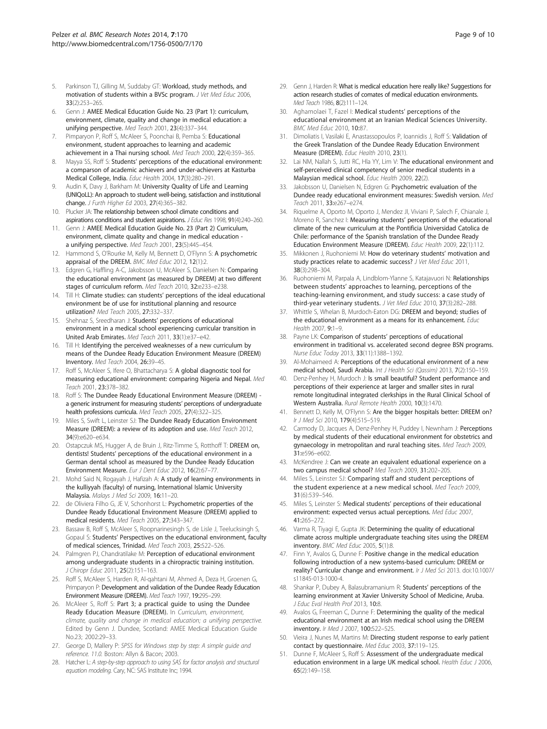5. Parkinson TJ, Gilling M, Suddaby GT: **Workload, study methods, and motivation of students within a BVSc program.** *J Vet Med Educ* 2006, **33**(2):253–265.
6. Genn J: **AMEE Medical Education Guide No. 23 (Part 1): curriculum, environment, climate, quality and change in medical education: a unifying perspective.** *Med Teach* 2001, **23**(4):337–344.
7. Pimparyon P, Roff S, McAleer S, Poonchai B, Pemba S: **Educational environment, student approaches to learning and academic achievement in a Thai nursing school.** *Med Teach* 2000, **22**(4):359–365.
8. Mayya SS, Roff S: **Students' perceptions of the educational environment: a comparison of academic achievers and under-achievers at Kasturba Medical College, India.** *Educ Health* 2004, **17**(3):280–291.
9. Audin K, Davy J, Barkham M: **University Quality of Life and Learning (UNIQoLL): An approach to student well-being, satisfaction and institutional change.** *J Furth Higher Ed* 2003, **27**(4):365–382.
10. Plucker JA: **The relationship between school climate conditions and aspirations conditions and student aspirations.** *J Educ Res* 1998, **91**(4):240–260.
11. Genn J: **AMEE Medical Education Guide No. 23 (Part 2) Curriculum, environment, climate quality and change in medical education - a unifying perspective.** *Med Teach* 2001, **23**(5):445–454.
12. Hammond S, O'Rourke M, Kelly M, Bennett D, O'Flynn S: **A psychometric appraisal of the DREEM.** *BMC Med Educ* 2012, **12**(1):2.
13. Edgren G, Haffling A-C, Jakobsson U, McAleer S, Danielsen N: **Comparing the educational environment (as measured by DREEM) at two different stages of curriculum reform.** *Med Teach* 2010, **32**:e233–e238.
14. Till H: **Climate studies: can students' perceptions of the ideal educational environment be of use for institutional planning and resource utilization?** *Med Teach* 2005, **27**:332–337.
15. Shehnaz S, Sreedharan J: **Students' perceptions of educational environment in a medical school experiencing curricular transition in United Arab Emirates.** *Med Teach* 2011, **33**(1):e37–e42.
16. Till H: **Identifying the perceived weaknesses of a new curriculum by means of the Dundee Ready Education Environment Measure (DREEM) Inventory.** *Med Teach* 2004, **26**:39–45.
17. Roff S, McAleer S, Ifere O, Bhattacharya S: **A global diagnostic tool for measuring educational environment: comparing Nigeria and Nepal.** *Med Teach* 2001, **23**:378–382.
18. Roff S: **The Dundee Ready Educational Environment Measure (DREEM) - a generic instrument for measuring students' perceptions of undergraduate health professions curricula.** *Med Teach* 2005, **27**(4):322–325.
19. Miles S, Swift L, Leinster SJ: **The Dundee Ready Education Environment Measure (DREEM): a review of its adoption and use.** *Med Teach* 2012, **34**(9):e620–e634.
20. Ostapczuk MS, Hugger A, de Bruin J, Ritz-Timme S, Rotthoff T: **DREEM on, dentists! Students' perceptions of the educational environment in a German dental school as measured by the Dundee Ready Education Environment Measure.** *Eur J Dent Educ* 2012, **16**(2):67–77.
21. Mohd Said N, Rogayah J, Hafizah A: **A study of learning environments in the kulliyyah (faculty) of nursing, International Islamic University Malaysia.** *Malays J Med Sci* 2009, **16**:11–20.
22. de Oliviera Filho G, JE V, Schonhorst L: **Psychometric properties of the Dundee Ready Educational Environment Measure (DREEM) applied to medical residents.** *Med Teach* 2005, **27**:343–347.
23. Bassaw B, Roff S, McAleer S, Roopnarinesingh S, de Lisle J, Teelucksingh S, Gopaul S: **Students' Perspectives on the educational environment, faculty of medical sciences, Trinidad.** *Med Teach* 2003, **25**:522–526.
24. Palmgren PJ, Chandratilake M: **Perception of educational environment among undergraduate students in a chiropractic training institution.** *J Chiropr Educ* 2011, **25**(2):151–163.
25. Roff S, McAleer S, Harden R, Al-qahtani M, Ahmed A, Deza H, Groenen G, Primparyon P: **Development and validation of the Dundee Ready Education Environment Measure (DREEM).** *Med Teach* 1997, **19**:295–299.
26. McAleer S, Roff S: **Part 3; a practical guide to using the Dundee Ready Education Measure (DREEM).** In *Curriculum, environment, climate, quality and change in medical education; a unifying perspective.* Edited by Genn J. Dundee, Scotland: AMEE Medical Education Guide No.23; 2002:29–33.
27. George D, Mallery P: *SPSS for Windows step by step: A simple guide and reference. 11.0.* Boston: Allyn & Bacon; 2003.
28. Hatcher L: *A step-by-step approach to using SAS for factor analysis and structural equation modeling.* Cary, NC: SAS Institute Inc; 1994.
29. Genn J, Harden R: **What is medical education here really like? Suggestions for action research studies of comates of medical education environments.** *Med Teach* 1986, **8**(2):111–124.
30. Aghamolaei T, Fazel I: **Medical students' perceptions of the educational environment at an Iranian Medical Sciences University.** *BMC Med Educ* 2010, **10**:87.
31. Dimoliatis I, Vasilaki E, Anastassopoulos P, Ioannidis J, Roff S: **Validation of the Greek Translation of the Dundee Ready Education Environment Measure (DREEM).** *Educ Health* 2010, **23**(1).
32. Lai NM, Nallah S, Jutti RC, Hla YY, Lim V: **The educational environment and self-perceived clinical competency of senior medical students in a Malaysian medical school.** *Educ Health* 2009, **22**(2).
33. Jakobsson U, Danielsen N, Edgren G: **Psychometric evaluation of the Dundee ready educational environment measures: Swedish version.** *Med Teach* 2011, **33**:e267–e274.
34. Riquelme A, Oporto M, Oporto J, Mendez JI, Viviani P, Salech F, Chianale J, Moreno R, Sanchez I: **Measuring students' perceptions of the educational climate of the new curriculum at the Pontificia Universidad Catolica de Chile: performance of the Spanish translation of the Dundee Ready Education Environment Measure (DREEM).** *Educ Health* 2009, **22**(1):112.
35. Mikkonen J, Ruohoniemi M: **How do veterinary students' motivation and study practices relate to academic success?** *J Vet Med Educ* 2011, **38**(3):298–304.
36. Ruohoniemi M, Parpala A, Lindblom-Ylanne S, Katajavuori N: **Relationships between students' approaches to learning, perceptions of the teaching-learning environment, and study success: a case study of third-year veterinary students.** *J Vet Med Educ* 2010, **37**(3):282–288.
37. Whittle S, Whelan B, Murdoch-Eaton DG: **DREEM and beyond; studies of the educational environment as a means for its enhancement.** *Educ Health* 2007, **9**:1–9.
38. Payne LK: **Comparison of students' perceptions of educational environment in traditional vs. accelerated second degree BSN programs.** *Nurse Educ Today* 2013, **33**(11):1388–1392.
39. Al-Mohaimeed A: **Perceptions of the educational environment of a new medical school, Saudi Arabia.** *Int J Health Sci (Qassim)* 2013, **7**(2):150–159.
40. Denz-Penhey H, Murdoch J: **Is small beautiful? Student performance and perceptions of their experience at larger and smaller sites in rural remote longitudinal integrated clerkships in the Rural Clinical School of Western Australia.** *Rural Remote Health* 2000, **10**(3):1470.
41. Bennett D, Kelly M, O'Flynn S: **Are the bigger hospitals better: DREEM on?** *Ir J Med Sci* 2010, **179**(4):515–519.
42. Carmody D, Jacques A, Denz-Penhey H, Puddey I, Newnham J: **Perceptions by medical students of their educational environment for obstetrics and gynaecology in metropolitan and rural teaching sites.** *Med Teach* 2009, **31**:e596–e602.
43. McKendree J: **Can we create an equivalent eduational experience on a two campus medical school?** *Med Teach* 2009, **31**:202–205.
44. Miles S, Leinster SJ: **Comparing staff and student perceptions of the student experience at a new medical school.** *Med Teach* 2009, **31**(6):539–546.
45. Miles S, Leinster S: **Medical students' perceptions of their educational environment: expected versus actual perceptions.** *Med Educ* 2007, **41**:265–272.
46. Varma R, Tiyagi E, Gupta JK: **Determining the quality of educational climate across multiple undergraduate teaching sites using the DREEM inventory.** *BMC Med Educ* 2005, **5**(1):8.
47. Finn Y, Avalos G, Dunne F: **Positive change in the medical education following introduction of a new systems-based curriculum: DREEM or reality? Curricular change and environment.** *Ir J Med Sci* 2013. doi:10.1007/s11845-013-1000-4.
48. Shankar P, Dubey A, Balasubramanium R: **Students' perceptions of the learning environment at Xavier University School of Medicine, Aruba.** *J Educ Eval Health Prof* 2013, **10**:8.
49. Avalos G, Freeman C, Dunne F: **Determining the quality of the medical educational environment at an Irish medical school using the DREEM inventory.** *Ir Med J* 2007, **100**:522–525.
50. Vieira J, Nunes M, Martins M: **Directing student response to early patient contact by questionnaire.** *Med Educ* 2003, **37**:119–125.
51. Dunne F, McAleer S, Roff S: **Assessment of the undergraduate medical education environment in a large UK medical school.** *Health Educ J* 2006, **65**(2):149–158.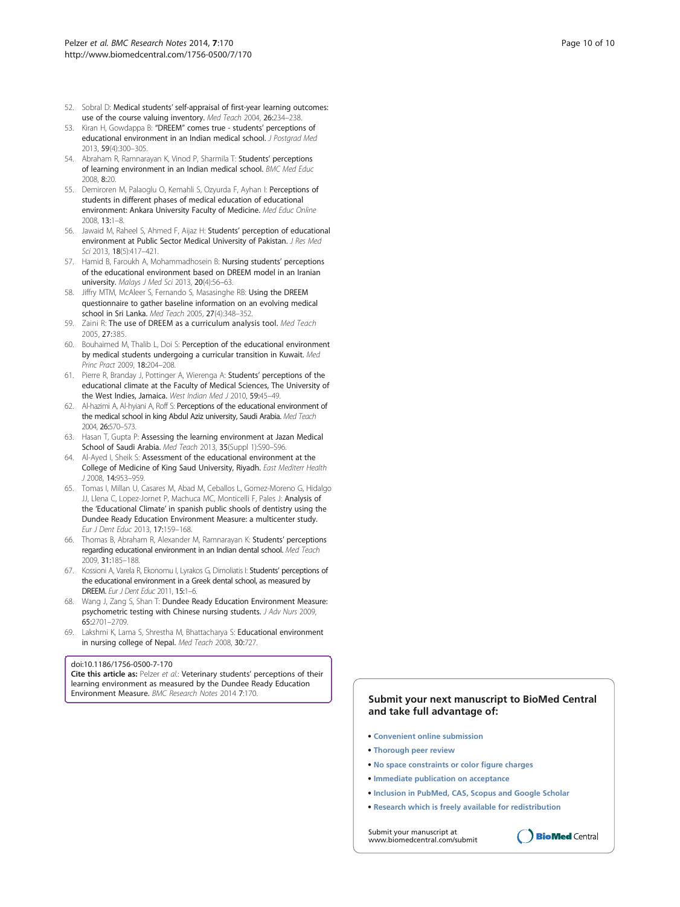52. Sobral D: **Medical students' self-appraisal of first-year learning outcomes: use of the course valuing inventory.** *Med Teach* 2004, **26:**234–238.
53. Kiran H, Gowdappa B: **"DREEM" comes true - students' perceptions of educational environment in an Indian medical school.** *J Postgrad Med* 2013, **59**(4):300–305.
54. Abraham R, Ramnarayan K, Vinod P, Sharmila T: **Students' perceptions of learning environment in an Indian medical school.** *BMC Med Educ* 2008, **8:**20.
55. Demiroren M, Palaoglu O, Kemahli S, Ozyurda F, Ayhan I: **Perceptions of students in different phases of medical education of educational environment: Ankara University Faculty of Medicine.** *Med Educ Online* 2008, **13:**1–8.
56. Jawaid M, Raheel S, Ahmed F, Aijaz H: **Students' perception of educational environment at Public Sector Medical University of Pakistan.** *J Res Med Sci* 2013, **18**(5):417–421.
57. Hamid B, Faroukh A, Mohammadhosein B: **Nursing students' perceptions of the educational environment based on DREEM model in an Iranian university.** *Malays J Med Sci* 2013, **20**(4):56–63.
58. Jiffry MTM, McAleer S, Fernando S, Masasinghe RB: **Using the DREEM questionnaire to gather baseline information on an evolving medical school in Sri Lanka.** *Med Teach* 2005, **27**(4):348–352.
59. Zaini R: **The use of DREEM as a curriculum analysis tool.** *Med Teach* 2005, **27:**385.
60. Bouhaimed M, Thalib L, Doi S: **Perception of the educational environment by medical students undergoing a curricular transition in Kuwait.** *Med Princ Pract* 2009, **18:**204–208.
61. Pierre R, Branday J, Pottinger A, Wierenga A: **Students' perceptions of the educational climate at the Faculty of Medical Sciences, The University of the West Indies, Jamaica.** *West Indian Med J* 2010, **59:**45–49.
62. Al-hazimi A, Al-hyiani A, Roff S: **Perceptions of the educational environment of the medical school in king Abdul Aziz university, Saudi Arabia.** *Med Teach* 2004, **26:**570–573.
63. Hasan T, Gupta P: **Assessing the learning environment at Jazan Medical School of Saudi Arabia.** *Med Teach* 2013, **35**(Suppl 1):S90–S96.
64. Al-Ayed I, Sheik S: **Assessment of the educational environment at the College of Medicine of King Saud University, Riyadh.** *East Mediterr Health J* 2008, **14:**953–959.
65. Tomas I, Millan U, Casares M, Abad M, Ceballos L, Gomez-Moreno G, Hidalgo JJ, Llena C, Lopez-Jornet P, Machuca MC, Monticelli F, Pales J: **Analysis of the 'Educational Climate' in spanish public shools of dentistry using the Dundee Ready Education Environment Measure: a multicenter study.** *Eur J Dent Educ* 2013, **17:**159–168.
66. Thomas B, Abraham R, Alexander M, Ramnarayan K: **Students' perceptions regarding educational environment in an Indian dental school.** *Med Teach* 2009, **31:**185–188.
67. Kossioni A, Varela R, Ekonomu I, Lyrakos G, Dimoliatis I: **Students' perceptions of the educational environment in a Greek dental school, as measured by DREEM.** *Eur J Dent Educ* 2011, **15:**1–6.
68. Wang J, Zang S, Shan T: **Dundee Ready Education Environment Measure: psychometric testing with Chinese nursing students.** *J Adv Nurs* 2009, **65:**2701–2709.
69. Lakshmi K, Lama S, Shrestha M, Bhattacharya S: **Educational environment in nursing college of Nepal.** *Med Teach* 2008, **30:**727.

doi:10.1186/1756-0500-7-170
**Cite this article as:** Pelzer *et al.*: Veterinary students' perceptions of their learning environment as measured by the Dundee Ready Education Environment Measure. *BMC Research Notes* 2014 **7**:170.

**Submit your next manuscript to BioMed Central and take full advantage of:**

- **Convenient online submission**
- **Thorough peer review**
- **No space constraints or color figure charges**
- **Immediate publication on acceptance**
- **Inclusion in PubMed, CAS, Scopus and Google Scholar**
- **Research which is freely available for redistribution**

Submit your manuscript at
www.biomedcentral.com/submit

BioMed Central